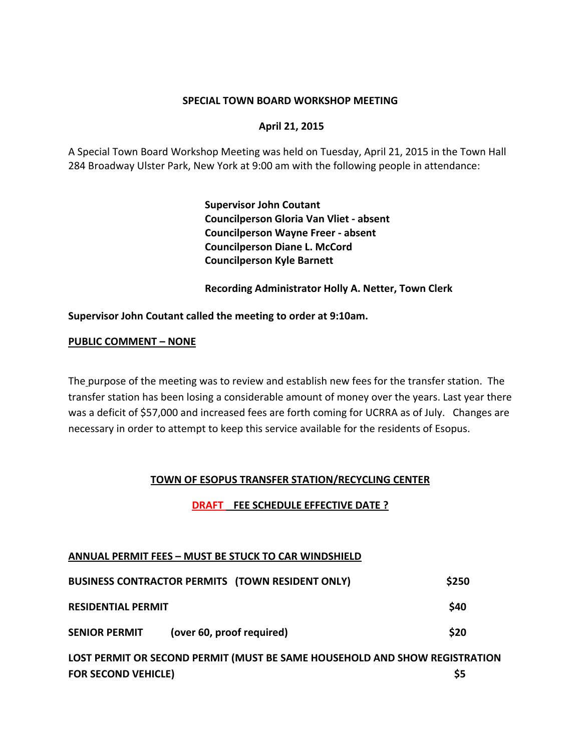**SPECIAL TOWN BOARD WORKSHOP MEETING**

**April 21, 2015**

A Special Town Board Workshop Meeting was held on Tuesday, April 21, 2015 in the Town Hall 284 Broadway Ulster Park, New York at 9:00 am with the following people in attendance:

**Supervisor John Coutant**
**Councilperson Gloria Van Vliet - absent**
**Councilperson Wayne Freer - absent**
**Councilperson Diane L. McCord**
**Councilperson Kyle Barnett**

**Recording Administrator Holly A. Netter, Town Clerk**

**Supervisor John Coutant called the meeting to order at 9:10am.**

**PUBLIC COMMENT – NONE**

The purpose of the meeting was to review and establish new fees for the transfer station. The transfer station has been losing a considerable amount of money over the years. Last year there was a deficit of $57,000 and increased fees are forth coming for UCRRA as of July. Changes are necessary in order to attempt to keep this service available for the residents of Esopus.

**TOWN OF ESOPUS TRANSFER STATION/RECYCLING CENTER**

**DRAFT FEE SCHEDULE EFFECTIVE DATE ?**

**ANNUAL PERMIT FEES – MUST BE STUCK TO CAR WINDSHIELD**

| | |
|---|---|
| **BUSINESS CONTRACTOR PERMITS (TOWN RESIDENT ONLY)** | **$250** |
| **RESIDENTIAL PERMIT** | **$40** |
| **SENIOR PERMIT (over 60, proof required)** | **$20** |
| **LOST PERMIT OR SECOND PERMIT (MUST BE SAME HOUSEHOLD AND SHOW REGISTRATION FOR SECOND VEHICLE)** | **$5** |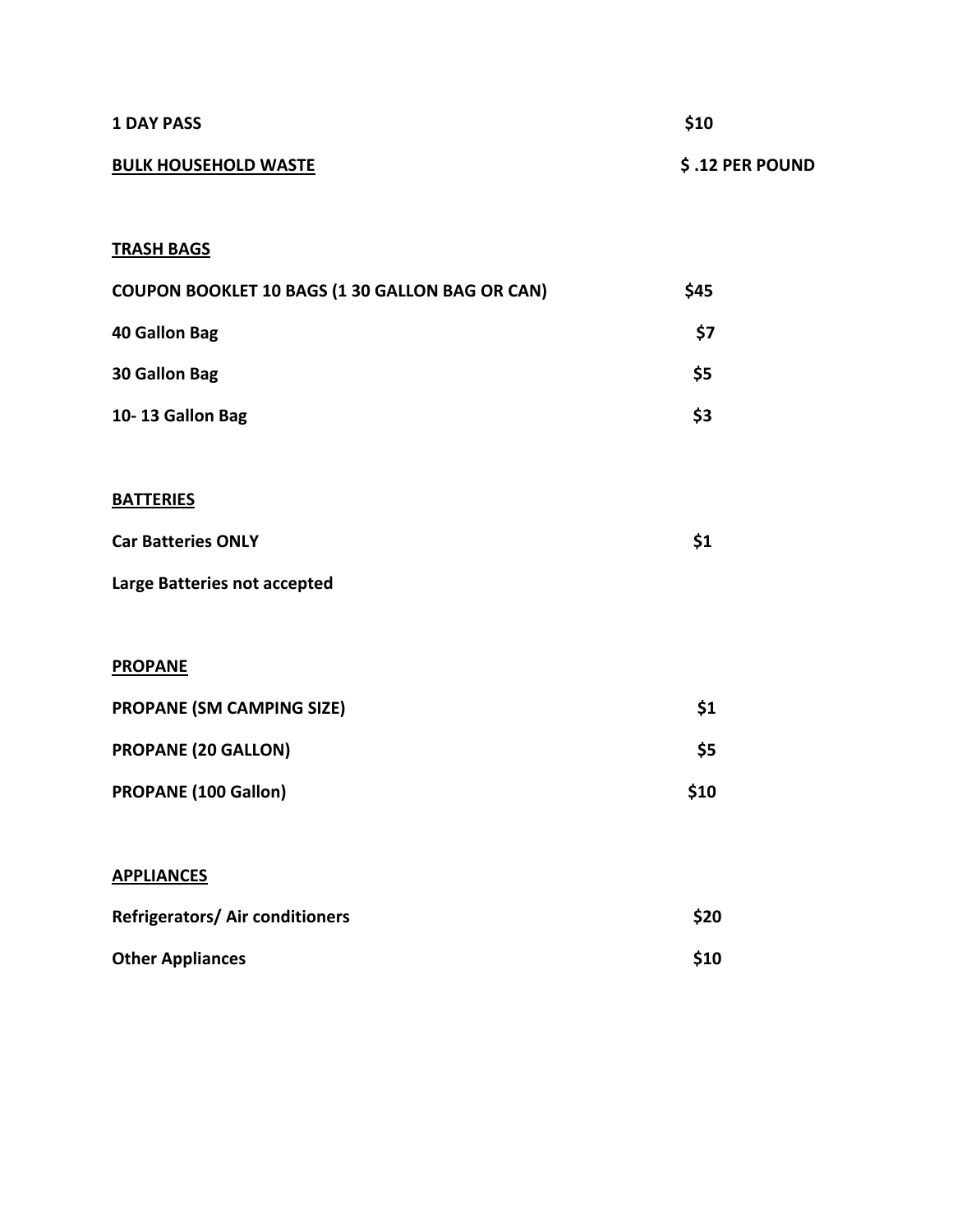| | |
|---|---|
| **1 DAY PASS** | **$10** |
| **BULK HOUSEHOLD WASTE** | **$ .12 PER POUND** |

**TRASH BAGS**

| | |
|---|---|
| **COUPON BOOKLET 10 BAGS (1 30 GALLON BAG OR CAN)** | **$45** |
| **40 Gallon Bag** | **$7** |
| **30 Gallon Bag** | **$5** |
| **10- 13 Gallon Bag** | **$3** |

**BATTERIES**

| | |
|---|---|
| **Car Batteries ONLY** | **$1** |
| **Large Batteries not accepted** | |

**PROPANE**

| | |
|---|---|
| **PROPANE (SM CAMPING SIZE)** | **$1** |
| **PROPANE (20 GALLON)** | **$5** |
| **PROPANE (100 Gallon)** | **$10** |

**APPLIANCES**

| | |
|---|---|
| **Refrigerators/ Air conditioners** | **$20** |
| **Other Appliances** | **$10** |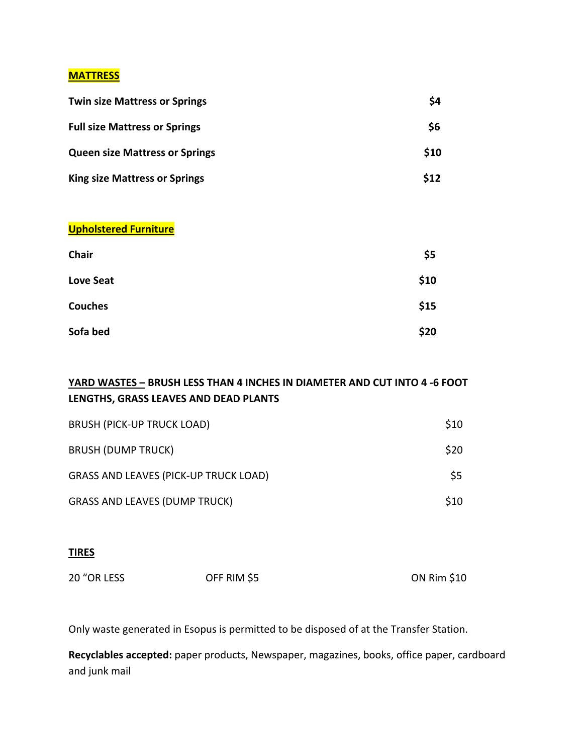## MATTRESS

| | |
|---|---|
| **Twin size Mattress or Springs** | **$4** |
| **Full size Mattress or Springs** | **$6** |
| **Queen size Mattress or Springs** | **$10** |
| **King size Mattress or Springs** | **$12** |

## Upholstered Furniture

| | |
|---|---|
| **Chair** | **$5** |
| **Love Seat** | **$10** |
| **Couches** | **$15** |
| **Sofa bed** | **$20** |

## YARD WASTES – BRUSH LESS THAN 4 INCHES IN DIAMETER AND CUT INTO 4 -6 FOOT LENGTHS, GRASS LEAVES AND DEAD PLANTS

| | |
|---|---|
| BRUSH (PICK-UP TRUCK LOAD) | $10 |
| BRUSH (DUMP TRUCK) | $20 |
| GRASS AND LEAVES (PICK-UP TRUCK LOAD) | $5 |
| GRASS AND LEAVES (DUMP TRUCK) | $10 |

## TIRES

| | | |
|---|---|---|
| 20 "OR LESS | OFF RIM $5 | ON Rim $10 |

Only waste generated in Esopus is permitted to be disposed of at the Transfer Station.

**Recyclables accepted:** paper products, Newspaper, magazines, books, office paper, cardboard and junk mail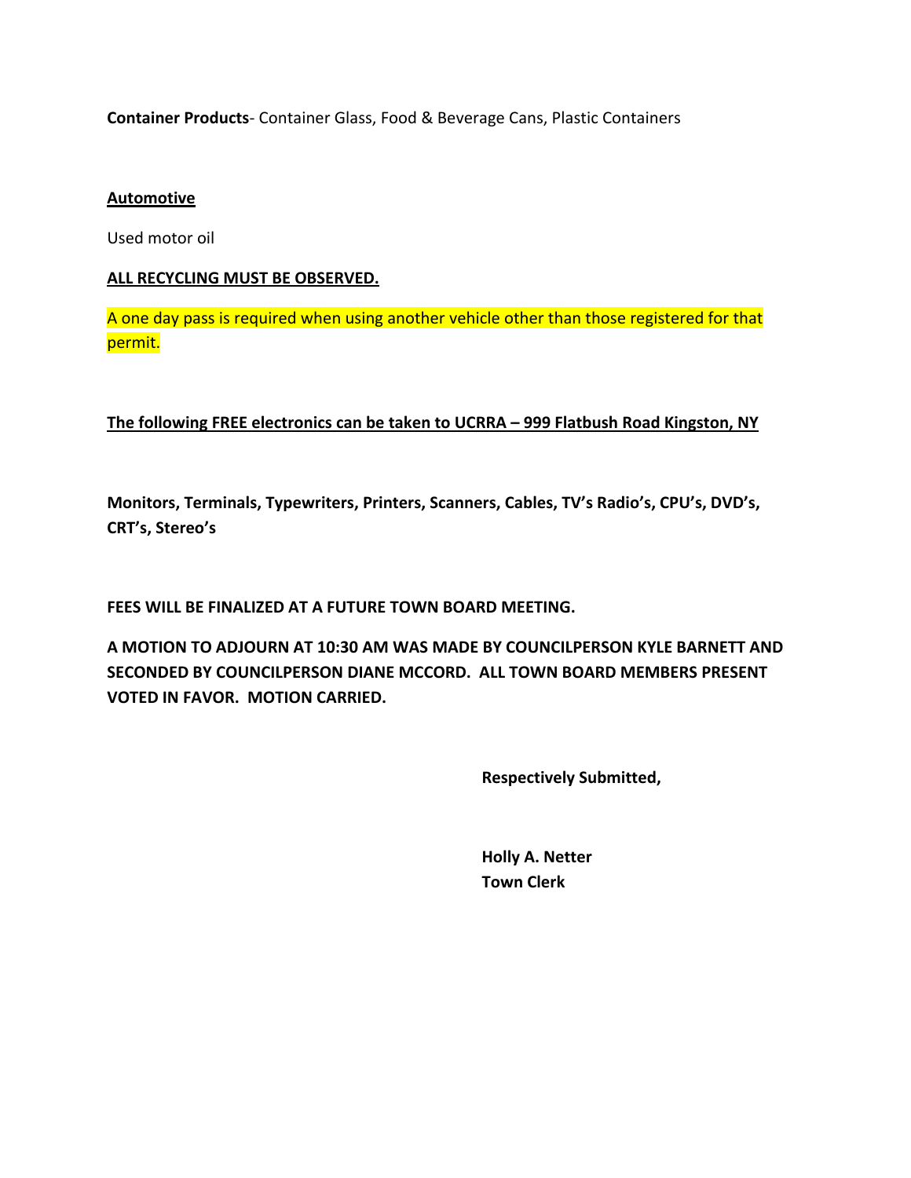**Container Products**- Container Glass, Food & Beverage Cans, Plastic Containers

**<u>Automotive</u>**

Used motor oil

**<u>ALL RECYCLING MUST BE OBSERVED.</u>**

A one day pass is required when using another vehicle other than those registered for that permit.

**<u>The following FREE electronics can be taken to UCRRA – 999 Flatbush Road Kingston, NY</u>**

**Monitors, Terminals, Typewriters, Printers, Scanners, Cables, TV's Radio's, CPU's, DVD's, CRT's, Stereo's**

**FEES WILL BE FINALIZED AT A FUTURE TOWN BOARD MEETING.**

**A MOTION TO ADJOURN AT 10:30 AM WAS MADE BY COUNCILPERSON KYLE BARNETT AND SECONDED BY COUNCILPERSON DIANE MCCORD. ALL TOWN BOARD MEMBERS PRESENT VOTED IN FAVOR. MOTION CARRIED.**

**Respectively Submitted,**

**Holly A. Netter**
**Town Clerk**